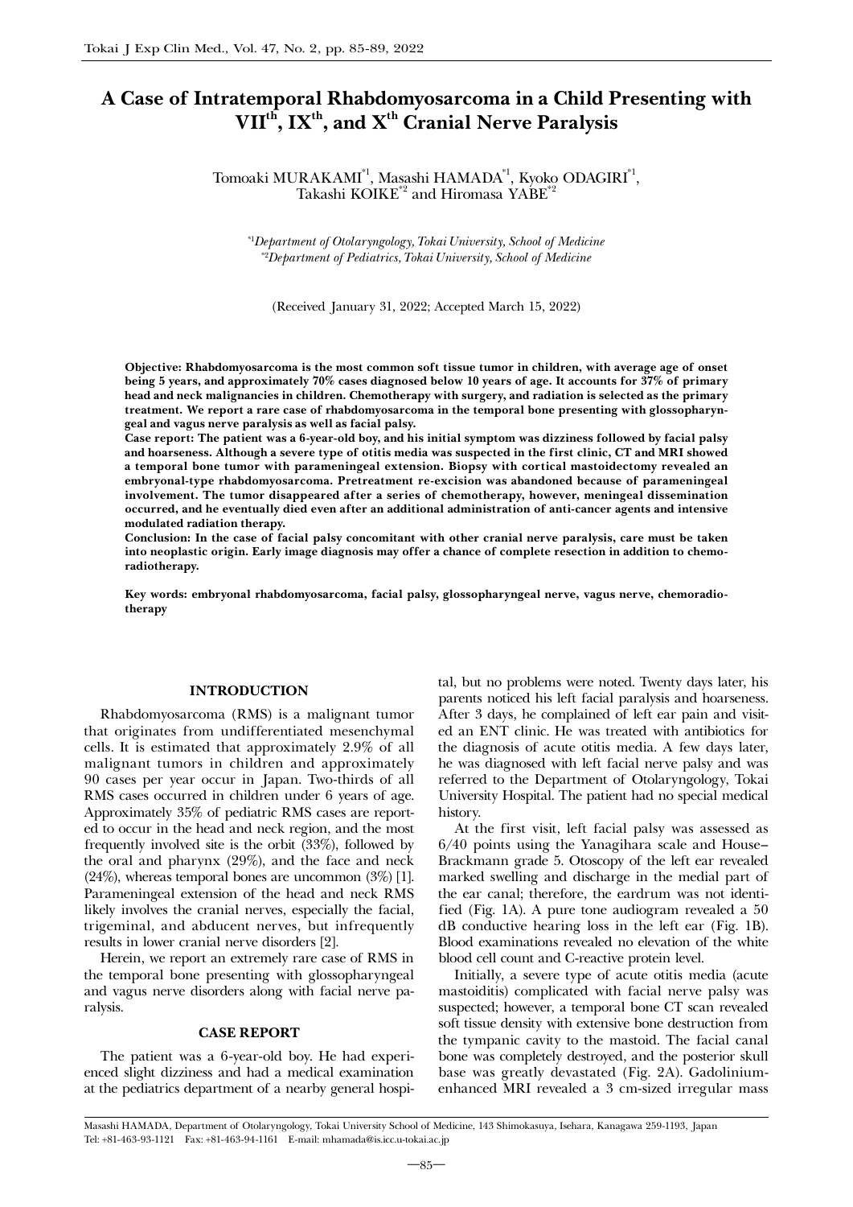# A Case of Intratemporal Rhabdomyosarcoma in a Child Presenting with VII$^{th}$, IX$^{th}$, and X$^{th}$ Cranial Nerve Paralysis

Tomoaki MURAKAMI[*1], Masashi HAMADA[*1], Kyoko ODAGIRI[*1], Takashi KOIKE[*2] and Hiromasa YABE[*2]

[*1] *Department of Otolaryngology, Tokai University, School of Medicine*
[*2] *Department of Pediatrics, Tokai University, School of Medicine*

(Received January 31, 2022; Accepted March 15, 2022)

**Objective: Rhabdomyosarcoma is the most common soft tissue tumor in children, with average age of onset being 5 years, and approximately 70% cases diagnosed below 10 years of age. It accounts for 37% of primary head and neck malignancies in children. Chemotherapy with surgery, and radiation is selected as the primary treatment. We report a rare case of rhabdomyosarcoma in the temporal bone presenting with glossopharyngeal and vagus nerve paralysis as well as facial palsy.**

**Case report: The patient was a 6-year-old boy, and his initial symptom was dizziness followed by facial palsy and hoarseness. Although a severe type of otitis media was suspected in the first clinic, CT and MRI showed a temporal bone tumor with parameningeal extension. Biopsy with cortical mastoidectomy revealed an embryonal-type rhabdomyosarcoma. Pretreatment re-excision was abandoned because of parameningeal involvement. The tumor disappeared after a series of chemotherapy, however, meningeal dissemination occurred, and he eventually died even after an additional administration of anti-cancer agents and intensive modulated radiation therapy.**

**Conclusion: In the case of facial palsy concomitant with other cranial nerve paralysis, care must be taken into neoplastic origin. Early image diagnosis may offer a chance of complete resection in addition to chemoradiotherapy.**

**Key words: embryonal rhabdomyosarcoma, facial palsy, glossopharyngeal nerve, vagus nerve, chemoradiotherapy**

## INTRODUCTION

Rhabdomyosarcoma (RMS) is a malignant tumor that originates from undifferentiated mesenchymal cells. It is estimated that approximately 2.9% of all malignant tumors in children and approximately 90 cases per year occur in Japan. Two-thirds of all RMS cases occurred in children under 6 years of age. Approximately 35% of pediatric RMS cases are reported to occur in the head and neck region, and the most frequently involved site is the orbit (33%), followed by the oral and pharynx (29%), and the face and neck (24%), whereas temporal bones are uncommon (3%) [1]. Parameningeal extension of the head and neck RMS likely involves the cranial nerves, especially the facial, trigeminal, and abducent nerves, but infrequently results in lower cranial nerve disorders [2].

Herein, we report an extremely rare case of RMS in the temporal bone presenting with glossopharyngeal and vagus nerve disorders along with facial nerve paralysis.

## CASE REPORT

The patient was a 6-year-old boy. He had experienced slight dizziness and had a medical examination at the pediatrics department of a nearby general hospital, but no problems were noted. Twenty days later, his parents noticed his left facial paralysis and hoarseness. After 3 days, he complained of left ear pain and visited an ENT clinic. He was treated with antibiotics for the diagnosis of acute otitis media. A few days later, he was diagnosed with left facial nerve palsy and was referred to the Department of Otolaryngology, Tokai University Hospital. The patient had no special medical history.

At the first visit, left facial palsy was assessed as 6/40 points using the Yanagihara scale and House–Brackmann grade 5. Otoscopy of the left ear revealed marked swelling and discharge in the medial part of the ear canal; therefore, the eardrum was not identified (Fig. 1A). A pure tone audiogram revealed a 50 dB conductive hearing loss in the left ear (Fig. 1B). Blood examinations revealed no elevation of the white blood cell count and C-reactive protein level.

Initially, a severe type of acute otitis media (acute mastoiditis) complicated with facial nerve palsy was suspected; however, a temporal bone CT scan revealed soft tissue density with extensive bone destruction from the tympanic cavity to the mastoid. The facial canal bone was completely destroyed, and the posterior skull base was greatly devastated (Fig. 2A). Gadolinium-enhanced MRI revealed a 3 cm-sized irregular mass

Masashi HAMADA, Department of Otolaryngology, Tokai University School of Medicine, 143 Shimokasuya, Isehara, Kanagawa 259-1193, Japan Tel: +81-463-93-1121 Fax: +81-463-94-1161 E-mail: mhamada@is.icc.u-tokai.ac.jp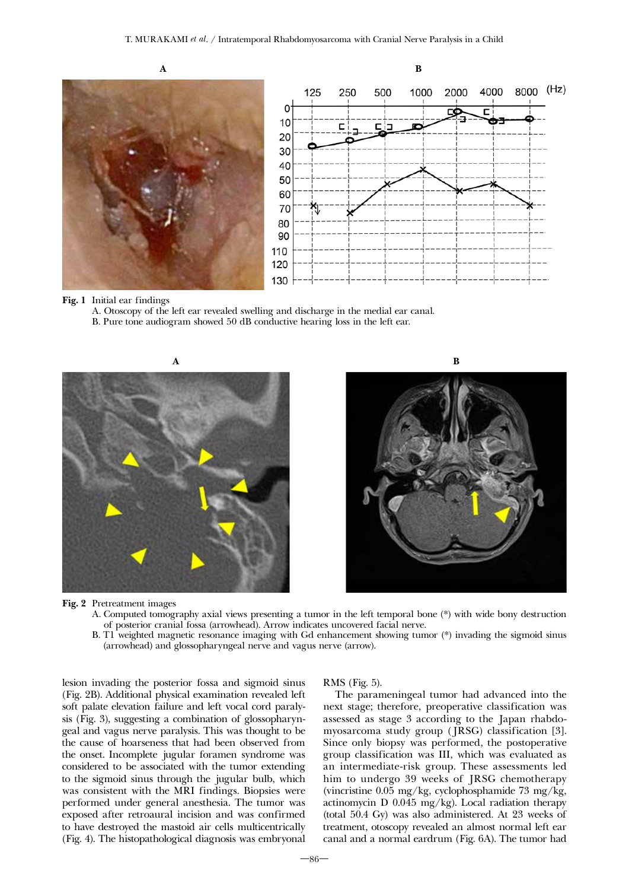Fig. 1 Initial ear findings

A. Otoscopy of the left ear revealed swelling and discharge in the medial ear canal.

B. Pure tone audiogram showed 50 dB conductive hearing loss in the left ear.

Fig. 2 Pretreatment images

A. Computed tomography axial views presenting a tumor in the left temporal bone (*) with wide bony destruction of posterior cranial fossa (arrowhead). Arrow indicates uncovered facial nerve.

B. T1 weighted magnetic resonance imaging with Gd enhancement showing tumor (*) invading the sigmoid sinus (arrowhead) and glossopharyngeal nerve and vagus nerve (arrow).

lesion invading the posterior fossa and sigmoid sinus (Fig. 2B). Additional physical examination revealed left soft palate elevation failure and left vocal cord paralysis (Fig. 3), suggesting a combination of glossopharyngeal and vagus nerve paralysis. This was thought to be the cause of hoarseness that had been observed from the onset. Incomplete jugular foramen syndrome was considered to be associated with the tumor extending to the sigmoid sinus through the jugular bulb, which was consistent with the MRI findings. Biopsies were performed under general anesthesia. The tumor was exposed after retroaural incision and was confirmed to have destroyed the mastoid air cells multicentrically (Fig. 4). The histopathological diagnosis was embryonal RMS (Fig. 5).

The parameningeal tumor had advanced into the next stage; therefore, preoperative classification was assessed as stage 3 according to the Japan rhabdomyosarcoma study group (JRSG) classification [3]. Since only biopsy was performed, the postoperative group classification was III, which was evaluated as an intermediate-risk group. These assessments led him to undergo 39 weeks of JRSG chemotherapy (vincristine 0.05 mg/kg, cyclophosphamide 73 mg/kg, actinomycin D 0.045 mg/kg). Local radiation therapy (total 50.4 Gy) was also administered. At 23 weeks of treatment, otoscopy revealed an almost normal left ear canal and a normal eardrum (Fig. 6A). The tumor had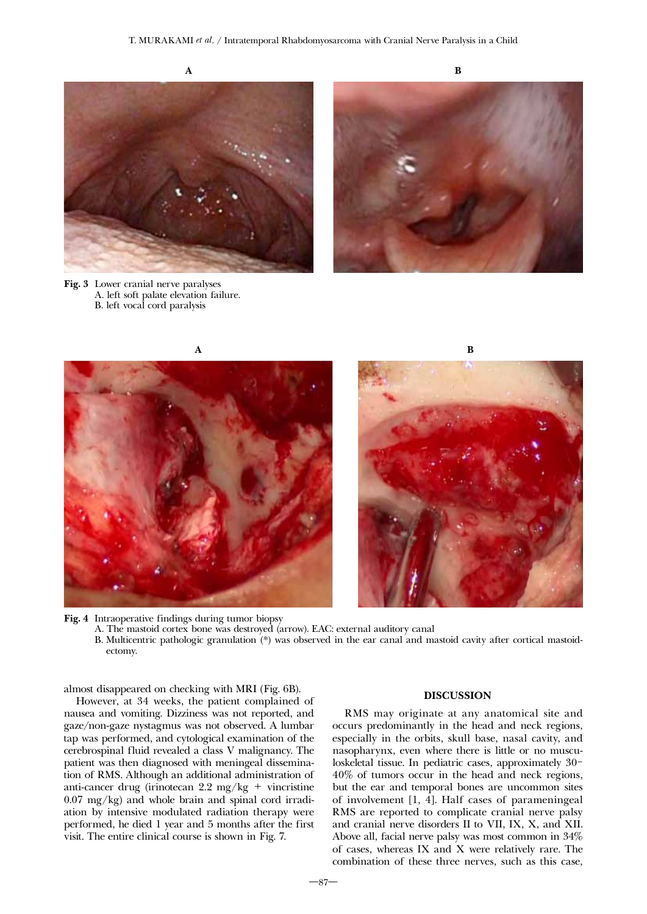**Fig. 3** Lower cranial nerve paralyses
A. left soft palate elevation failure.
B. left vocal cord paralysis

**Fig. 4** Intraoperative findings during tumor biopsy
A. The mastoid cortex bone was destroyed (arrow). EAC: external auditory canal
B. Multicentric pathologic granulation (*) was observed in the ear canal and mastoid cavity after cortical mastoidectomy.

almost disappeared on checking with MRI (Fig. 6B).

However, at 34 weeks, the patient complained of nausea and vomiting. Dizziness was not reported, and gaze/non-gaze nystagmus was not observed. A lumbar tap was performed, and cytological examination of the cerebrospinal fluid revealed a class V malignancy. The patient was then diagnosed with meningeal dissemination of RMS. Although an additional administration of anti-cancer drug (irinotecan 2.2 mg/kg + vincristine 0.07 mg/kg) and whole brain and spinal cord irradiation by intensive modulated radiation therapy were performed, he died 1 year and 5 months after the first visit. The entire clinical course is shown in Fig. 7.

## DISCUSSION

RMS may originate at any anatomical site and occurs predominantly in the head and neck regions, especially in the orbits, skull base, nasal cavity, and nasopharynx, even where there is little or no musculoskeletal tissue. In pediatric cases, approximately 30–40% of tumors occur in the head and neck regions, but the ear and temporal bones are uncommon sites of involvement [1, 4]. Half cases of parameningeal RMS are reported to complicate cranial nerve palsy and cranial nerve disorders II to VII, IX, X, and XII. Above all, facial nerve palsy was most common in 34% of cases, whereas IX and X were relatively rare. The combination of these three nerves, such as this case,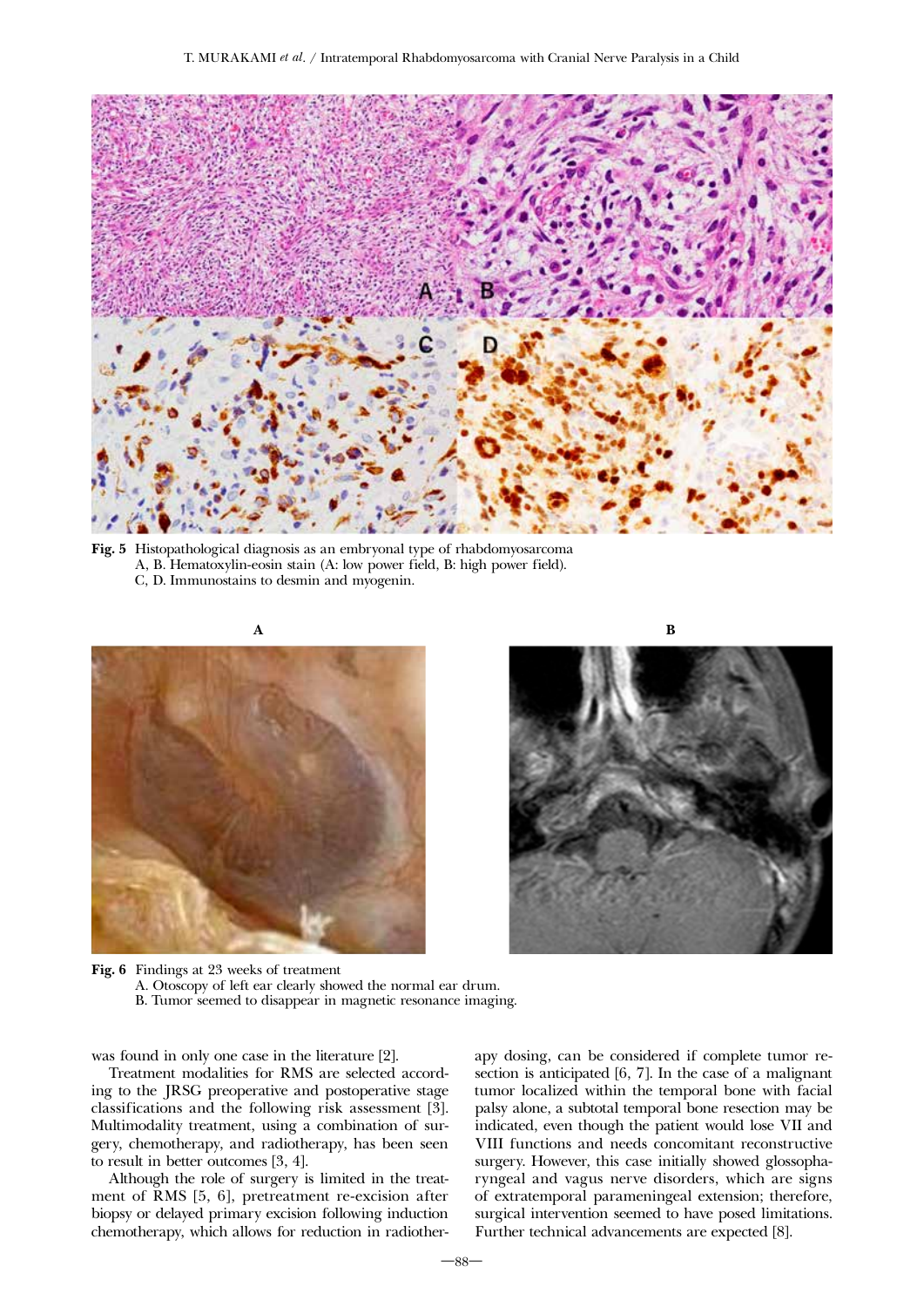**Fig. 5** Histopathological diagnosis as an embryonal type of rhabdomyosarcoma
A, B. Hematoxylin-eosin stain (A: low power field, B: high power field).
C, D. Immunostains to desmin and myogenin.

**Fig. 6** Findings at 23 weeks of treatment
A. Otoscopy of left ear clearly showed the normal ear drum.
B. Tumor seemed to disappear in magnetic resonance imaging.

was found in only one case in the literature [2].

Treatment modalities for RMS are selected according to the JRSG preoperative and postoperative stage classifications and the following risk assessment [3]. Multimodality treatment, using a combination of surgery, chemotherapy, and radiotherapy, has been seen to result in better outcomes [3, 4].

Although the role of surgery is limited in the treatment of RMS [5, 6], pretreatment re-excision after biopsy or delayed primary excision following induction chemotherapy, which allows for reduction in radiotherapy dosing, can be considered if complete tumor resection is anticipated [6, 7]. In the case of a malignant tumor localized within the temporal bone with facial palsy alone, a subtotal temporal bone resection may be indicated, even though the patient would lose VII and VIII functions and needs concomitant reconstructive surgery. However, this case initially showed glossopharyngeal and vagus nerve disorders, which are signs of extratemporal parameningeal extension; therefore, surgical intervention seemed to have posed limitations. Further technical advancements are expected [8].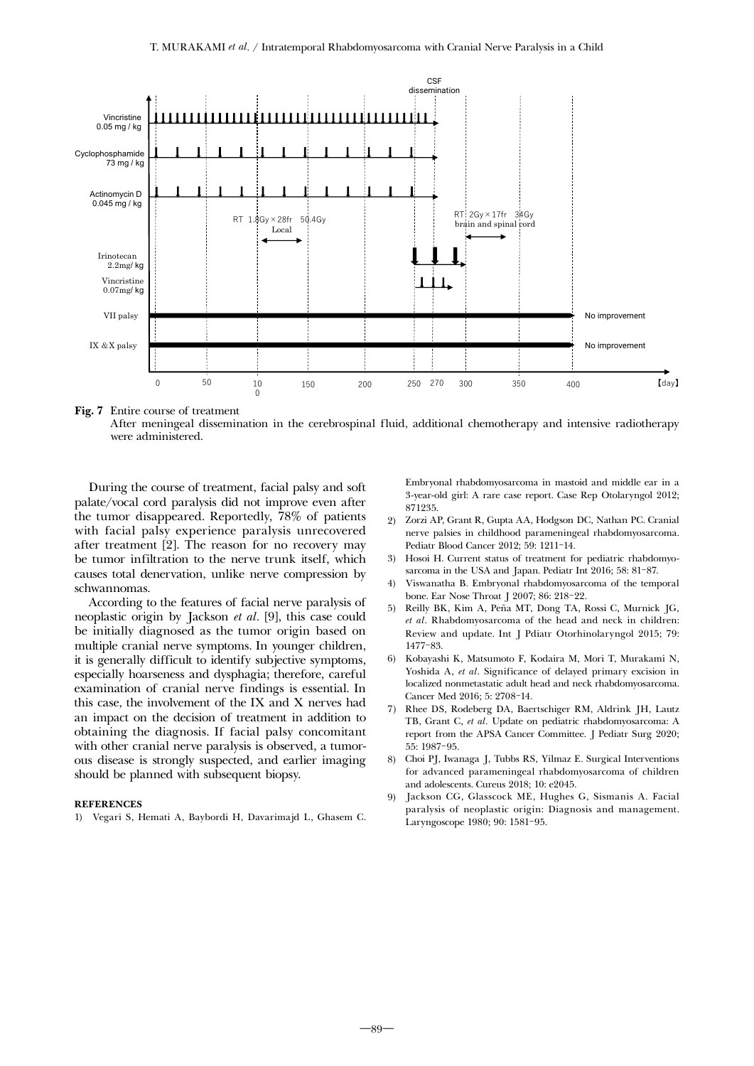CSF dissemination

Vincristine 0.05 mg / kg

Cyclophosphamide 73 mg / kg

Actinomycin D 0.045 mg / kg

RT 1.8Gy × 28fr 50.4Gy Local

RT 2Gy × 17fr 34Gy brain and spinal cord

Irinotecan 2.2mg/ kg

Vincristine 0.07mg/ kg

VII palsy

No improvement

IX &X palsy

No improvement

0 50 100 150 200 250 270 300 350 400 【day】

**Fig. 7** Entire course of treatment
After meningeal dissemination in the cerebrospinal fluid, additional chemotherapy and intensive radiotherapy were administered.

During the course of treatment, facial palsy and soft palate/vocal cord paralysis did not improve even after the tumor disappeared. Reportedly, 78% of patients with facial palsy experience paralysis unrecovered after treatment [2]. The reason for no recovery may be tumor infiltration to the nerve trunk itself, which causes total denervation, unlike nerve compression by schwannomas.

According to the features of facial nerve paralysis of neoplastic origin by Jackson *et al*. [9], this case could be initially diagnosed as the tumor origin based on multiple cranial nerve symptoms. In younger children, it is generally difficult to identify subjective symptoms, especially hoarseness and dysphagia; therefore, careful examination of cranial nerve findings is essential. In this case, the involvement of the IX and X nerves had an impact on the decision of treatment in addition to obtaining the diagnosis. If facial palsy concomitant with other cranial nerve paralysis is observed, a tumorous disease is strongly suspected, and earlier imaging should be planned with subsequent biopsy.

**REFERENCES**

1) Vegari S, Hemati A, Baybordi H, Davarimajd L, Ghasem C. Embryonal rhabdomyosarcoma in mastoid and middle ear in a 3-year-old girl: A rare case report. Case Rep Otolaryngol 2012; 871235.
2) Zorzi AP, Grant R, Gupta AA, Hodgson DC, Nathan PC. Cranial nerve palsies in childhood parameningeal rhabdomyosarcoma. Pediatr Blood Cancer 2012; 59: 1211–14.
3) Hosoi H. Current status of treatment for pediatric rhabdomyosarcoma in the USA and Japan. Pediatr Int 2016; 58: 81–87.
4) Viswanatha B. Embryonal rhabdomyosarcoma of the temporal bone. Ear Nose Throat J 2007; 86: 218–22.
5) Reilly BK, Kim A, Peña MT, Dong TA, Rossi C, Murnick JG, *et al*. Rhabdomyosarcoma of the head and neck in children: Review and update. Int J Pdiatr Otorhinolaryngol 2015; 79: 1477–83.
6) Kobayashi K, Matsumoto F, Kodaira M, Mori T, Murakami N, Yoshida A, *et al*. Significance of delayed primary excision in localized nonmetastatic adult head and neck rhabdomyosarcoma. Cancer Med 2016; 5: 2708–14.
7) Rhee DS, Rodeberg DA, Baertschiger RM, Aldrink JH, Lautz TB, Grant C, *et al*. Update on pediatric rhabdomyosarcoma: A report from the APSA Cancer Committee. J Pediatr Surg 2020; 55: 1987–95.
8) Choi PJ, Iwanaga J, Tubbs RS, Yilmaz E. Surgical Interventions for advanced parameningeal rhabdomyosarcoma of children and adolescents. Cureus 2018; 10: e2045.
9) Jackson CG, Glasscock ME, Hughes G, Sismanis A. Facial paralysis of neoplastic origin: Diagnosis and management. Laryngoscope 1980; 90: 1581–95.